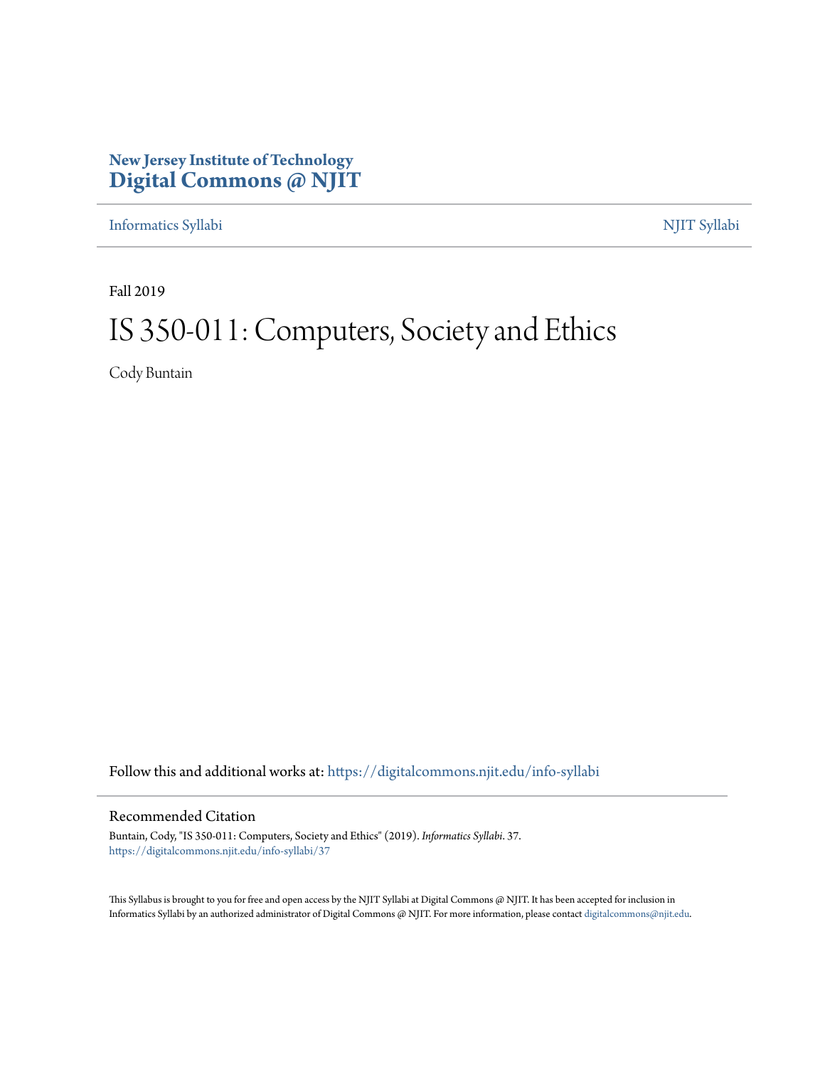**New Jersey Institute of Technology**
**Digital Commons @ NJIT**

Informatics Syllabi | NJIT Syllabi

Fall 2019

# IS 350-011: Computers, Society and Ethics

Cody Buntain

Follow this and additional works at: https://digitalcommons.njit.edu/info-syllabi

## Recommended Citation

Buntain, Cody, "IS 350-011: Computers, Society and Ethics" (2019). *Informatics Syllabi*. 37.
https://digitalcommons.njit.edu/info-syllabi/37

This Syllabus is brought to you for free and open access by the NJIT Syllabi at Digital Commons @ NJIT. It has been accepted for inclusion in Informatics Syllabi by an authorized administrator of Digital Commons @ NJIT. For more information, please contact digitalcommons@njit.edu.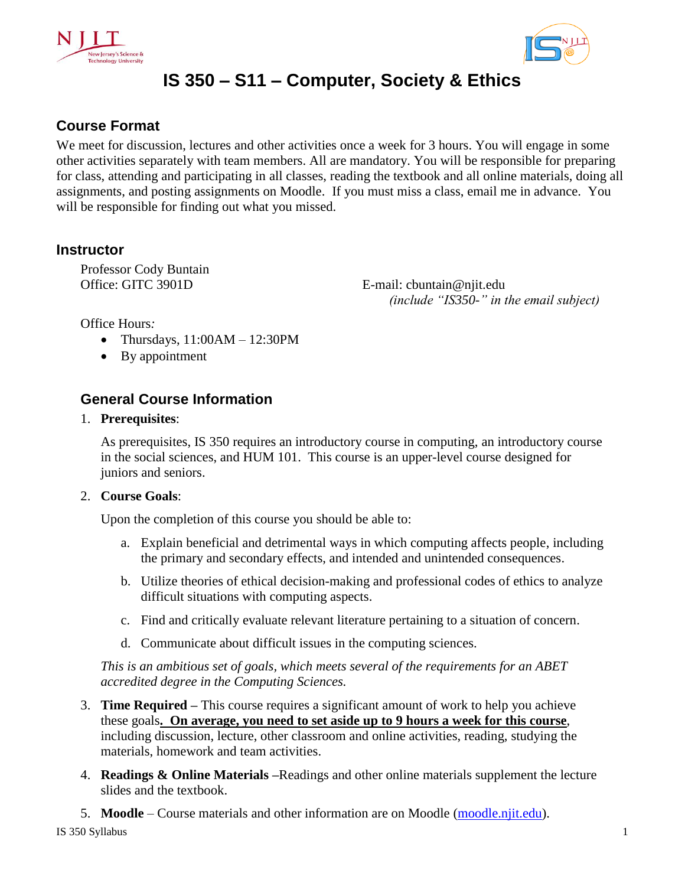# IS 350 – S11 – Computer, Society & Ethics

## Course Format

We meet for discussion, lectures and other activities once a week for 3 hours. You will engage in some other activities separately with team members. All are mandatory. You will be responsible for preparing for class, attending and participating in all classes, reading the textbook and all online materials, doing all assignments, and posting assignments on Moodle. If you must miss a class, email me in advance. You will be responsible for finding out what you missed.

## Instructor

Professor Cody Buntain
Office: GITC 3901D

E-mail: cbuntain@njit.edu
*(include "IS350-" in the email subject)*

Office Hours*:*

- Thursdays, 11:00AM – 12:30PM
- By appointment

## General Course Information

1. **Prerequisites**:

   As prerequisites, IS 350 requires an introductory course in computing, an introductory course in the social sciences, and HUM 101. This course is an upper-level course designed for juniors and seniors.

2. **Course Goals**:

   Upon the completion of this course you should be able to:

   a. Explain beneficial and detrimental ways in which computing affects people, including the primary and secondary effects, and intended and unintended consequences.

   b. Utilize theories of ethical decision-making and professional codes of ethics to analyze difficult situations with computing aspects.

   c. Find and critically evaluate relevant literature pertaining to a situation of concern.

   d. Communicate about difficult issues in the computing sciences.

   *This is an ambitious set of goals, which meets several of the requirements for an ABET accredited degree in the Computing Sciences.*

3. **Time Required –** This course requires a significant amount of work to help you achieve these goals**. On average, you need to set aside up to 9 hours a week for this course**, including discussion, lecture, other classroom and online activities, reading, studying the materials, homework and team activities.

4. **Readings & Online Materials –**Readings and other online materials supplement the lecture slides and the textbook.

5. **Moodle** – Course materials and other information are on Moodle (moodle.njit.edu).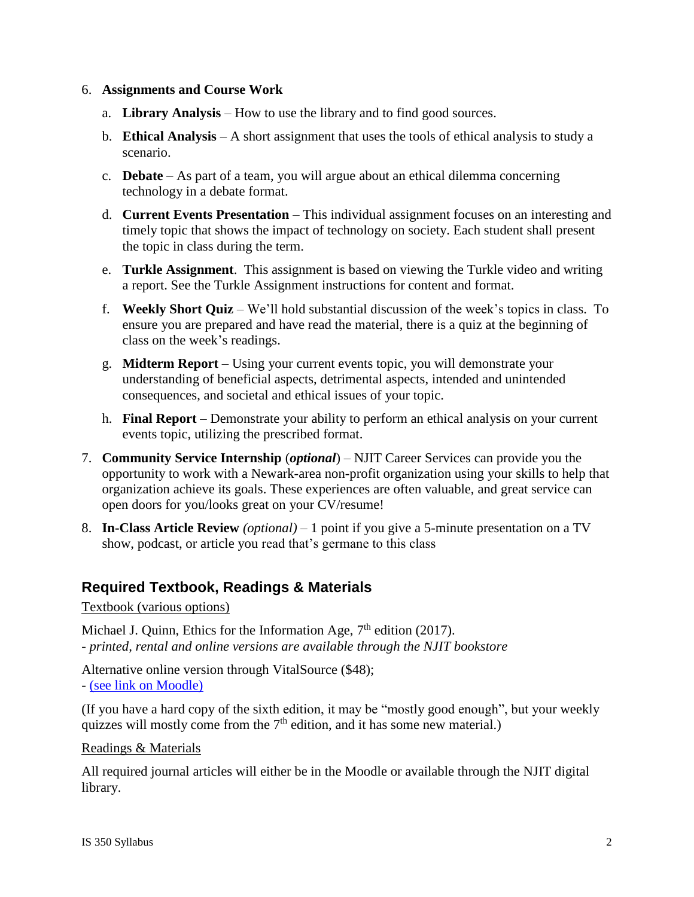6. **Assignments and Course Work**

   a. **Library Analysis** – How to use the library and to find good sources.

   b. **Ethical Analysis** – A short assignment that uses the tools of ethical analysis to study a scenario.

   c. **Debate** – As part of a team, you will argue about an ethical dilemma concerning technology in a debate format.

   d. **Current Events Presentation** – This individual assignment focuses on an interesting and timely topic that shows the impact of technology on society. Each student shall present the topic in class during the term.

   e. **Turkle Assignment**. This assignment is based on viewing the Turkle video and writing a report. See the Turkle Assignment instructions for content and format.

   f. **Weekly Short Quiz** – We'll hold substantial discussion of the week's topics in class. To ensure you are prepared and have read the material, there is a quiz at the beginning of class on the week's readings.

   g. **Midterm Report** – Using your current events topic, you will demonstrate your understanding of beneficial aspects, detrimental aspects, intended and unintended consequences, and societal and ethical issues of your topic.

   h. **Final Report** – Demonstrate your ability to perform an ethical analysis on your current events topic, utilizing the prescribed format.

7. **Community Service Internship** (***optional***) – NJIT Career Services can provide you the opportunity to work with a Newark-area non-profit organization using your skills to help that organization achieve its goals. These experiences are often valuable, and great service can open doors for you/looks great on your CV/resume!

8. **In-Class Article Review** *(optional)* – 1 point if you give a 5-minute presentation on a TV show, podcast, or article you read that's germane to this class

## Required Textbook, Readings & Materials

Textbook (various options)

Michael J. Quinn, Ethics for the Information Age, 7th edition (2017).
- *printed, rental and online versions are available through the NJIT bookstore*

Alternative online version through VitalSource ($48);
- (see link on Moodle)

(If you have a hard copy of the sixth edition, it may be "mostly good enough", but your weekly quizzes will mostly come from the 7th edition, and it has some new material.)

Readings & Materials

All required journal articles will either be in the Moodle or available through the NJIT digital library.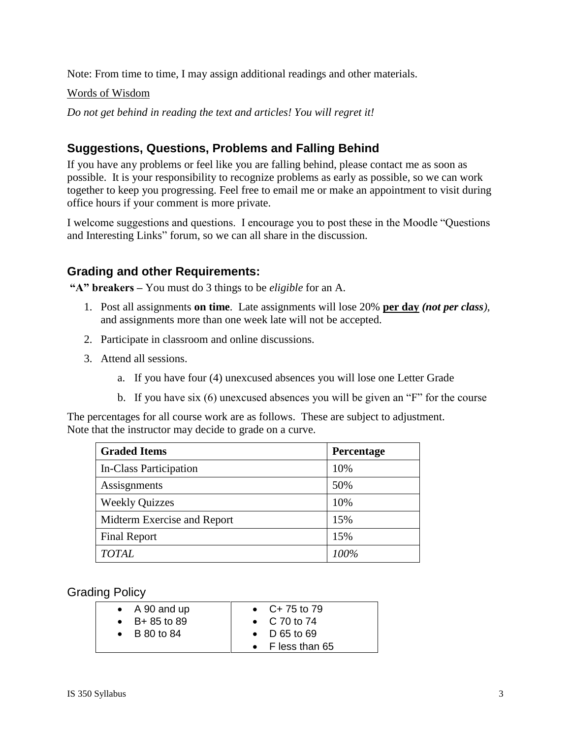Note: From time to time, I may assign additional readings and other materials.

Words of Wisdom

*Do not get behind in reading the text and articles! You will regret it!*

## Suggestions, Questions, Problems and Falling Behind

If you have any problems or feel like you are falling behind, please contact me as soon as possible. It is your responsibility to recognize problems as early as possible, so we can work together to keep you progressing. Feel free to email me or make an appointment to visit during office hours if your comment is more private.

I welcome suggestions and questions. I encourage you to post these in the Moodle "Questions and Interesting Links" forum, so we can all share in the discussion.

## Grading and other Requirements:

**"A" breakers –** You must do 3 things to be *eligible* for an A.

1. Post all assignments **on time**. Late assignments will lose 20% **per day** ***(not per class)***, and assignments more than one week late will not be accepted.
2. Participate in classroom and online discussions.
3. Attend all sessions.
   a. If you have four (4) unexcused absences you will lose one Letter Grade
   b. If you have six (6) unexcused absences you will be given an "F" for the course

The percentages for all course work are as follows. These are subject to adjustment. Note that the instructor may decide to grade on a curve.

| Graded Items | Percentage |
|---|---|
| In-Class Participation | 10% |
| Assisgnments | 50% |
| Weekly Quizzes | 10% |
| Midterm Exercise and Report | 15% |
| Final Report | 15% |
| *TOTAL* | *100%* |

## Grading Policy

- A 90 and up
- B+ 85 to 89
- B 80 to 84
- C+ 75 to 79
- C 70 to 74
- D 65 to 69
- F less than 65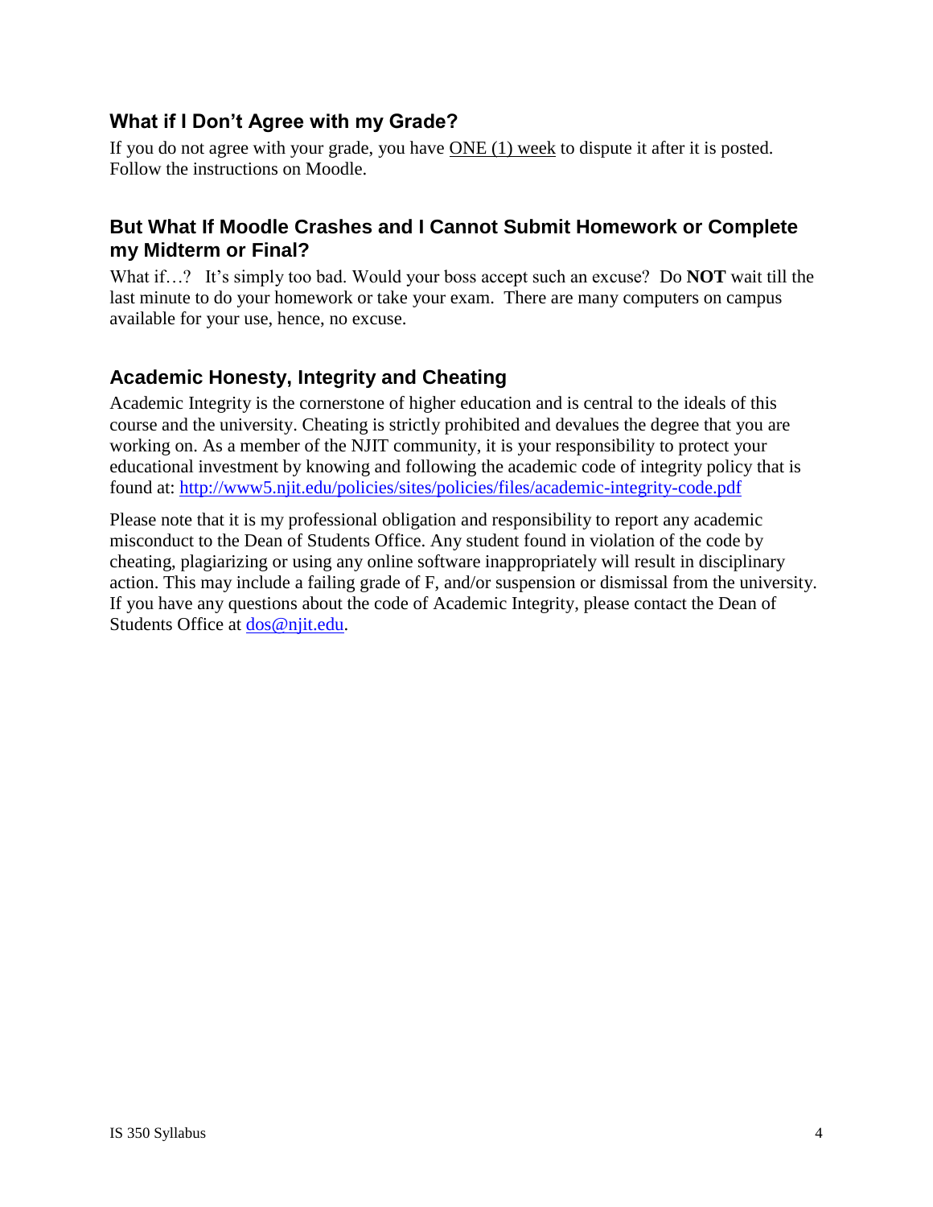## What if I Don't Agree with my Grade?

If you do not agree with your grade, you have ONE (1) week to dispute it after it is posted. Follow the instructions on Moodle.

## But What If Moodle Crashes and I Cannot Submit Homework or Complete my Midterm or Final?

What if…? It's simply too bad. Would your boss accept such an excuse? Do **NOT** wait till the last minute to do your homework or take your exam. There are many computers on campus available for your use, hence, no excuse.

## Academic Honesty, Integrity and Cheating

Academic Integrity is the cornerstone of higher education and is central to the ideals of this course and the university. Cheating is strictly prohibited and devalues the degree that you are working on. As a member of the NJIT community, it is your responsibility to protect your educational investment by knowing and following the academic code of integrity policy that is found at: http://www5.njit.edu/policies/sites/policies/files/academic-integrity-code.pdf

Please note that it is my professional obligation and responsibility to report any academic misconduct to the Dean of Students Office. Any student found in violation of the code by cheating, plagiarizing or using any online software inappropriately will result in disciplinary action. This may include a failing grade of F, and/or suspension or dismissal from the university. If you have any questions about the code of Academic Integrity, please contact the Dean of Students Office at dos@njit.edu.